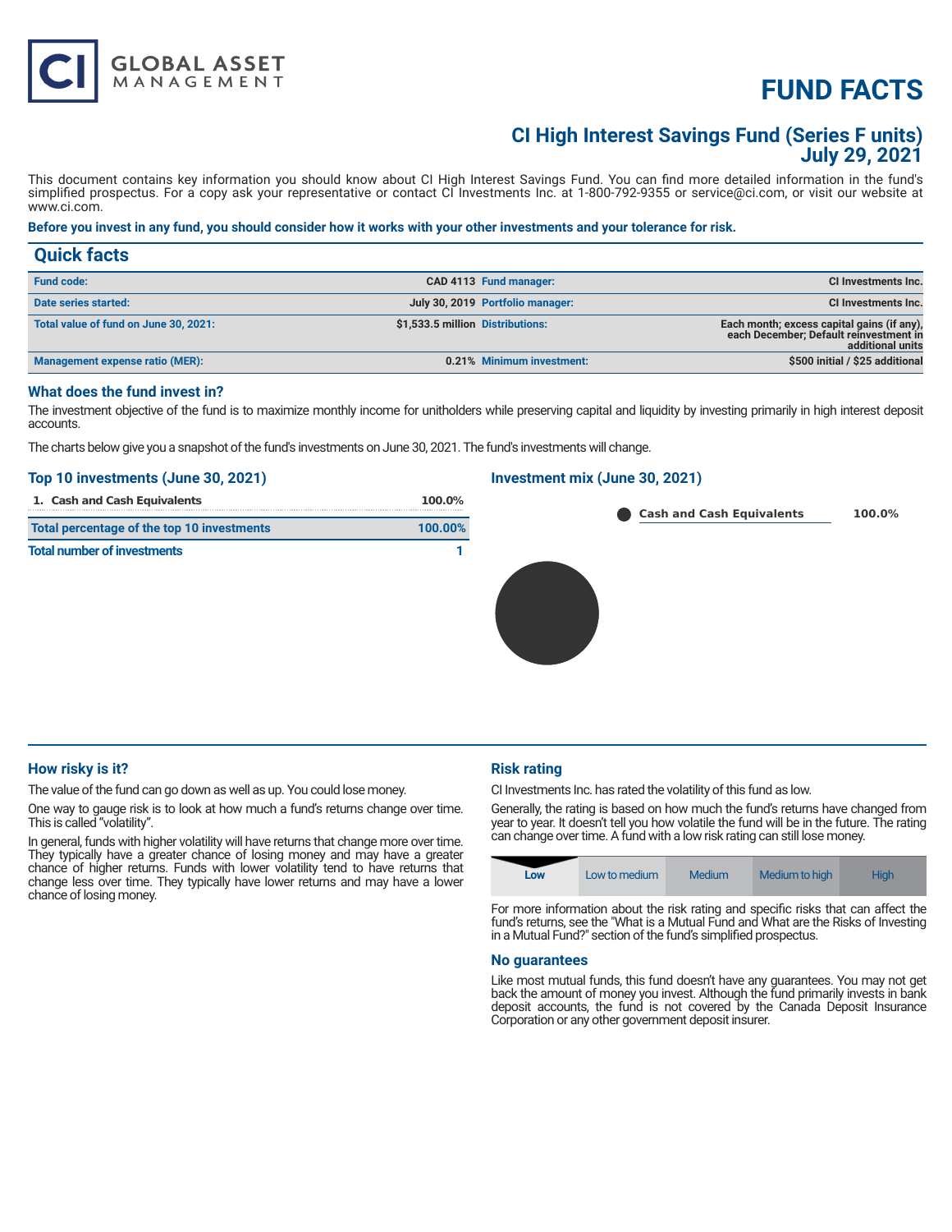# FUND FACTS

## CI High Interest Savings Fund (Series F units)
## July 29, 2021

This document contains key information you should know about CI High Interest Savings Fund. You can find more detailed information in the fund's simplified prospectus. For a copy ask your representative or contact CI Investments Inc. at 1-800-792-9355 or service@ci.com, or visit our website at www.ci.com.

**Before you invest in any fund, you should consider how it works with your other investments and your tolerance for risk.**

## Quick facts

| | | | |
|---|---|---|---|
| **Fund code:** | **CAD 4113** | **Fund manager:** | **CI Investments Inc.** |
| **Date series started:** | **July 30, 2019** | **Portfolio manager:** | **CI Investments Inc.** |
| **Total value of fund on June 30, 2021:** | **$1,533.5 million** | **Distributions:** | **Each month; excess capital gains (if any), each December; Default reinvestment in additional units** |
| **Management expense ratio (MER):** | **0.21%** | **Minimum investment:** | **$500 initial / $25 additional** |

### What does the fund invest in?

The investment objective of the fund is to maximize monthly income for unitholders while preserving capital and liquidity by investing primarily in high interest deposit accounts.

The charts below give you a snapshot of the fund's investments on June 30, 2021. The fund's investments will change.

### Top 10 investments (June 30, 2021)

| | |
|---|---|
| 1. Cash and Cash Equivalents | 100.0% |
| **Total percentage of the top 10 investments** | **100.00%** |
| **Total number of investments** | **1** |

### Investment mix (June 30, 2021)

Cash and Cash Equivalents 100.0%

### How risky is it?

The value of the fund can go down as well as up. You could lose money.

One way to gauge risk is to look at how much a fund's returns change over time. This is called "volatility".

In general, funds with higher volatility will have returns that change more over time. They typically have a greater chance of losing money and may have a greater chance of higher returns. Funds with lower volatility tend to have returns that change less over time. They typically have lower returns and may have a lower chance of losing money.

### Risk rating

CI Investments Inc. has rated the volatility of this fund as low.

Generally, the rating is based on how much the fund's returns have changed from year to year. It doesn't tell you how volatile the fund will be in the future. The rating can change over time. A fund with a low risk rating can still lose money.

Low | Low to medium | Medium | Medium to high | High

For more information about the risk rating and specific risks that can affect the fund's returns, see the "What is a Mutual Fund and What are the Risks of Investing in a Mutual Fund?" section of the fund's simplified prospectus.

### No guarantees

Like most mutual funds, this fund doesn't have any guarantees. You may not get back the amount of money you invest. Although the fund primarily invests in bank deposit accounts, the fund is not covered by the Canada Deposit Insurance Corporation or any other government deposit insurer.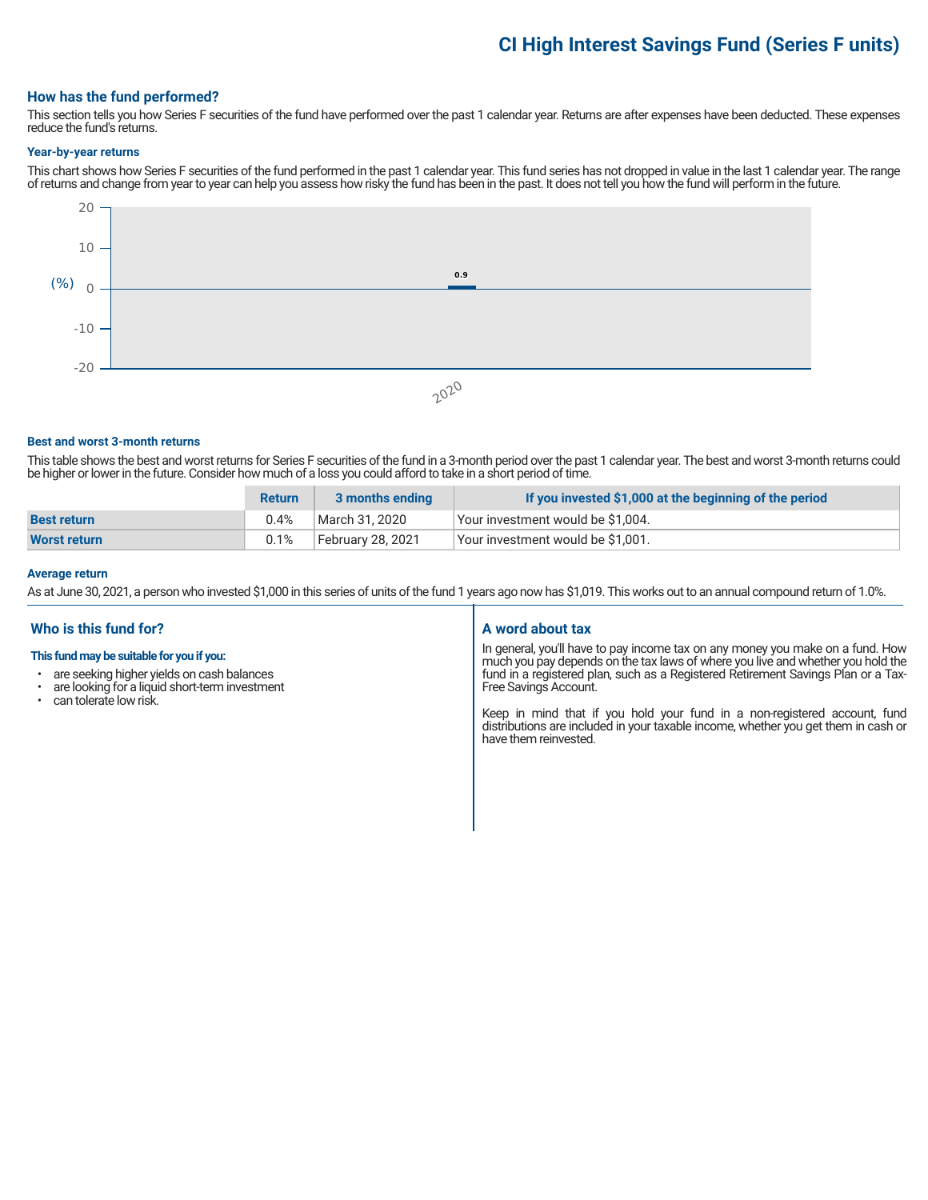# CI High Interest Savings Fund (Series F units)

## How has the fund performed?

This section tells you how Series F securities of the fund have performed over the past 1 calendar year. Returns are after expenses have been deducted. These expenses reduce the fund's returns.

### Year-by-year returns

This chart shows how Series F securities of the fund performed in the past 1 calendar year. This fund series has not dropped in value in the last 1 calendar year. The range of returns and change from year to year can help you assess how risky the fund has been in the past. It does not tell you how the fund will perform in the future.

(%)
20
10
0
-10
-20
0.9
2020

### Best and worst 3-month returns

This table shows the best and worst returns for Series F securities of the fund in a 3-month period over the past 1 calendar year. The best and worst 3-month returns could be higher or lower in the future. Consider how much of a loss you could afford to take in a short period of time.

| | Return | 3 months ending | If you invested $1,000 at the beginning of the period |
|---|---|---|---|
| **Best return** | 0.4% | March 31, 2020 | Your investment would be $1,004. |
| **Worst return** | 0.1% | February 28, 2021 | Your investment would be $1,001. |

### Average return

As at June 30, 2021, a person who invested $1,000 in this series of units of the fund 1 years ago now has $1,019. This works out to an annual compound return of 1.0%.

## Who is this fund for?

**This fund may be suitable for you if you:**

- are seeking higher yields on cash balances
- are looking for a liquid short-term investment
- can tolerate low risk.

## A word about tax

In general, you'll have to pay income tax on any money you make on a fund. How much you pay depends on the tax laws of where you live and whether you hold the fund in a registered plan, such as a Registered Retirement Savings Plan or a Tax-Free Savings Account.

Keep in mind that if you hold your fund in a non-registered account, fund distributions are included in your taxable income, whether you get them in cash or have them reinvested.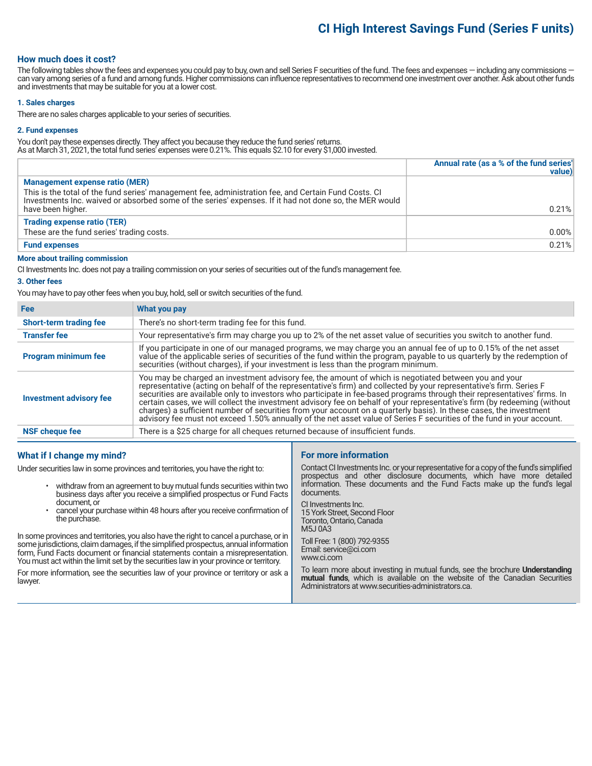# CI High Interest Savings Fund (Series F units)

## How much does it cost?

The following tables show the fees and expenses you could pay to buy, own and sell Series F securities of the fund. The fees and expenses — including any commissions — can vary among series of a fund and among funds. Higher commissions can influence representatives to recommend one investment over another. Ask about other funds and investments that may be suitable for you at a lower cost.

### 1. Sales charges

There are no sales charges applicable to your series of securities.

### 2. Fund expenses

You don't pay these expenses directly. They affect you because they reduce the fund series' returns.
As at March 31, 2021, the total fund series' expenses were 0.21%. This equals $2.10 for every $1,000 invested.

| | Annual rate (as a % of the fund series' value) |
|---|---|
| **Management expense ratio (MER)**<br>This is the total of the fund series' management fee, administration fee, and Certain Fund Costs. CI Investments Inc. waived or absorbed some of the series' expenses. If it had not done so, the MER would have been higher. | 0.21% |
| **Trading expense ratio (TER)**<br>These are the fund series' trading costs. | 0.00% |
| **Fund expenses** | 0.21% |

#### More about trailing commission

CI Investments Inc. does not pay a trailing commission on your series of securities out of the fund's management fee.

### 3. Other fees

You may have to pay other fees when you buy, hold, sell or switch securities of the fund.

| Fee | What you pay |
|---|---|
| **Short-term trading fee** | There's no short-term trading fee for this fund. |
| **Transfer fee** | Your representative's firm may charge you up to 2% of the net asset value of securities you switch to another fund. |
| **Program minimum fee** | If you participate in one of our managed programs, we may charge you an annual fee of up to 0.15% of the net asset value of the applicable series of securities of the fund within the program, payable to us quarterly by the redemption of securities (without charges), if your investment is less than the program minimum. |
| **Investment advisory fee** | You may be charged an investment advisory fee, the amount of which is negotiated between you and your representative (acting on behalf of the representative's firm) and collected by your representative's firm. Series F securities are available only to investors who participate in fee-based programs through their representatives' firms. In certain cases, we will collect the investment advisory fee on behalf of your representative's firm (by redeeming (without charges) a sufficient number of securities from your account on a quarterly basis). In these cases, the investment advisory fee must not exceed 1.50% annually of the net asset value of Series F securities of the fund in your account. |
| **NSF cheque fee** | There is a $25 charge for all cheques returned because of insufficient funds. |

## What if I change my mind?

Under securities law in some provinces and territories, you have the right to:

- withdraw from an agreement to buy mutual funds securities within two business days after you receive a simplified prospectus or Fund Facts document, or
- cancel your purchase within 48 hours after you receive confirmation of the purchase.

In some provinces and territories, you also have the right to cancel a purchase, or in some jurisdictions, claim damages, if the simplified prospectus, annual information form, Fund Facts document or financial statements contain a misrepresentation. You must act within the limit set by the securities law in your province or territory.

For more information, see the securities law of your province or territory or ask a lawyer.

## For more information

Contact CI Investments Inc. or your representative for a copy of the fund's simplified prospectus and other disclosure documents, which have more detailed information. These documents and the Fund Facts make up the fund's legal documents.

CI Investments Inc.
15 York Street, Second Floor
Toronto, Ontario, Canada
M5J 0A3

Toll Free: 1 (800) 792-9355
Email: service@ci.com
www.ci.com

To learn more about investing in mutual funds, see the brochure **Understanding mutual funds**, which is available on the website of the Canadian Securities Administrators at www.securities-administrators.ca.